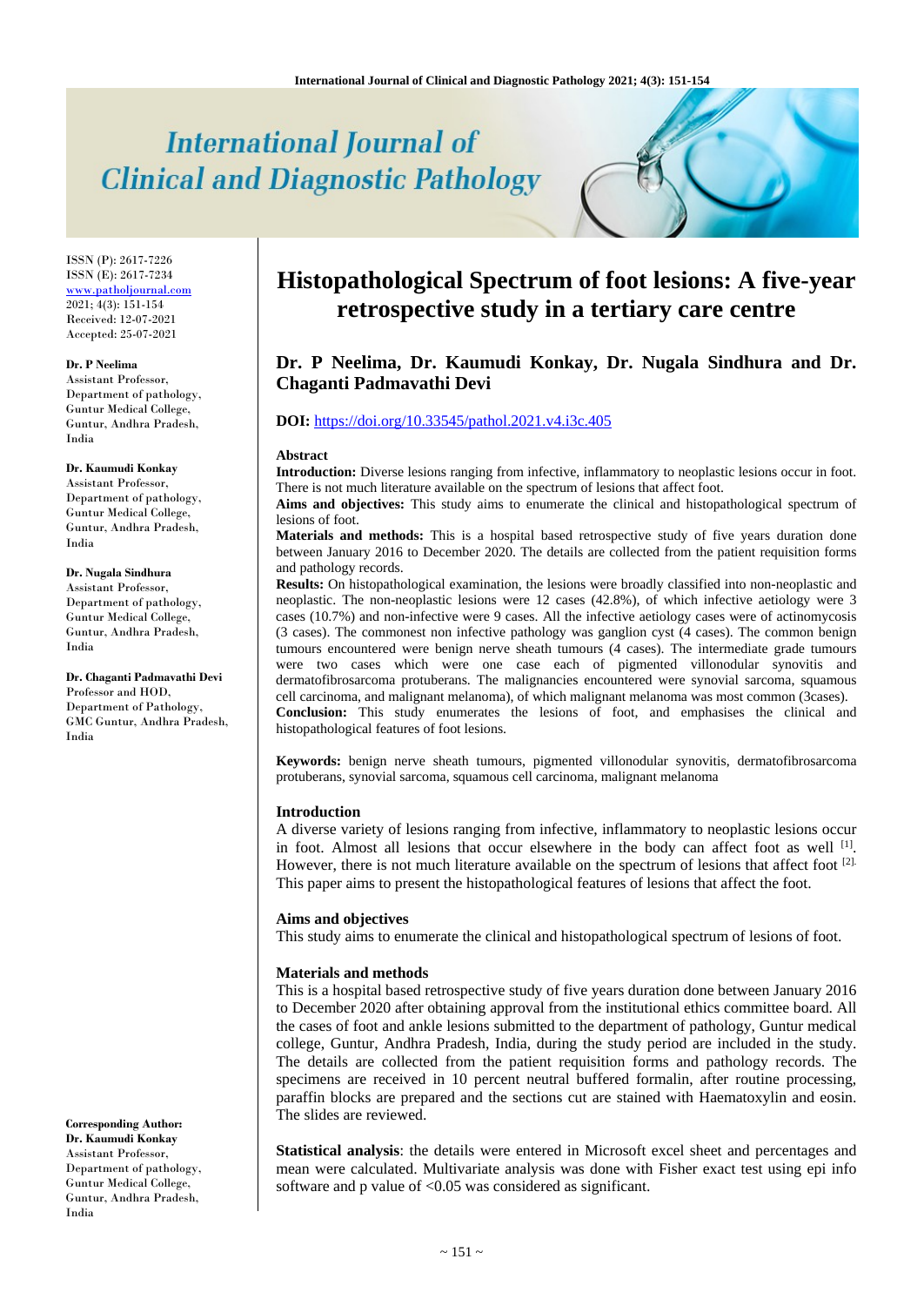# International Journal of Clinical and Diagnostic Pathology

ISSN (P): 2617-7226
ISSN (E): 2617-7234
www.patholjournal.com
2021; 4(3): 151-154
Received: 12-07-2021
Accepted: 25-07-2021

**Dr. P Neelima**
Assistant Professor, Department of pathology, Guntur Medical College, Guntur, Andhra Pradesh, India

**Dr. Kaumudi Konkay**
Assistant Professor, Department of pathology, Guntur Medical College, Guntur, Andhra Pradesh, India

**Dr. Nugala Sindhura**
Assistant Professor, Department of pathology, Guntur Medical College, Guntur, Andhra Pradesh, India

**Dr. Chaganti Padmavathi Devi**
Professor and HOD, Department of Pathology, GMC Guntur, Andhra Pradesh, India

**Corresponding Author:**
**Dr. Kaumudi Konkay**
Assistant Professor, Department of pathology, Guntur Medical College, Guntur, Andhra Pradesh, India

# Histopathological Spectrum of foot lesions: A five-year retrospective study in a tertiary care centre

**Dr. P Neelima, Dr. Kaumudi Konkay, Dr. Nugala Sindhura and Dr. Chaganti Padmavathi Devi**

**DOI:** https://doi.org/10.33545/pathol.2021.v4.i3c.405

## Abstract

**Introduction:** Diverse lesions ranging from infective, inflammatory to neoplastic lesions occur in foot. There is not much literature available on the spectrum of lesions that affect foot.

**Aims and objectives:** This study aims to enumerate the clinical and histopathological spectrum of lesions of foot.

**Materials and methods:** This is a hospital based retrospective study of five years duration done between January 2016 to December 2020. The details are collected from the patient requisition forms and pathology records.

**Results:** On histopathological examination, the lesions were broadly classified into non-neoplastic and neoplastic. The non-neoplastic lesions were 12 cases (42.8%), of which infective aetiology were 3 cases (10.7%) and non-infective were 9 cases. All the infective aetiology cases were of actinomycosis (3 cases). The commonest non infective pathology was ganglion cyst (4 cases). The common benign tumours encountered were benign nerve sheath tumours (4 cases). The intermediate grade tumours were two cases which were one case each of pigmented villonodular synovitis and dermatofibrosarcoma protuberans. The malignancies encountered were synovial sarcoma, squamous cell carcinoma, and malignant melanoma), of which malignant melanoma was most common (3cases).

**Conclusion:** This study enumerates the lesions of foot, and emphasises the clinical and histopathological features of foot lesions.

**Keywords:** benign nerve sheath tumours, pigmented villonodular synovitis, dermatofibrosarcoma protuberans, synovial sarcoma, squamous cell carcinoma, malignant melanoma

## Introduction

A diverse variety of lesions ranging from infective, inflammatory to neoplastic lesions occur in foot. Almost all lesions that occur elsewhere in the body can affect foot as well [1]. However, there is not much literature available on the spectrum of lesions that affect foot [2]. This paper aims to present the histopathological features of lesions that affect the foot.

## Aims and objectives

This study aims to enumerate the clinical and histopathological spectrum of lesions of foot.

## Materials and methods

This is a hospital based retrospective study of five years duration done between January 2016 to December 2020 after obtaining approval from the institutional ethics committee board. All the cases of foot and ankle lesions submitted to the department of pathology, Guntur medical college, Guntur, Andhra Pradesh, India, during the study period are included in the study. The details are collected from the patient requisition forms and pathology records. The specimens are received in 10 percent neutral buffered formalin, after routine processing, paraffin blocks are prepared and the sections cut are stained with Haematoxylin and eosin. The slides are reviewed.

**Statistical analysis**: the details were entered in Microsoft excel sheet and percentages and mean were calculated. Multivariate analysis was done with Fisher exact test using epi info software and p value of <0.05 was considered as significant.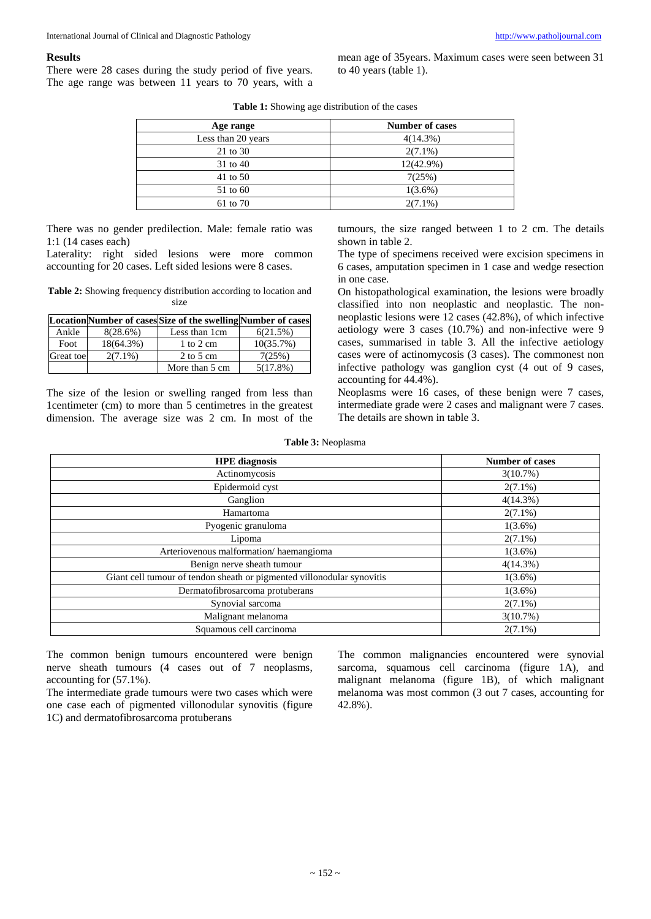### Results

There were 28 cases during the study period of five years. The age range was between 11 years to 70 years, with a mean age of 35years. Maximum cases were seen between 31 to 40 years (table 1).

**Table 1:** Showing age distribution of the cases

| Age range | Number of cases |
| --- | --- |
| Less than 20 years | 4(14.3%) |
| 21 to 30 | 2(7.1%) |
| 31 to 40 | 12(42.9%) |
| 41 to 50 | 7(25%) |
| 51 to 60 | 1(3.6%) |
| 61 to 70 | 2(7.1%) |

There was no gender predilection. Male: female ratio was 1:1 (14 cases each)

Laterality: right sided lesions were more common accounting for 20 cases. Left sided lesions were 8 cases.

**Table 2:** Showing frequency distribution according to location and size

| Location | Number of cases | Size of the swelling | Number of cases |
| --- | --- | --- | --- |
| Ankle | 8(28.6%) | Less than 1cm | 6(21.5%) |
| Foot | 18(64.3%) | 1 to 2 cm | 10(35.7%) |
| Great toe | 2(7.1%) | 2 to 5 cm | 7(25%) |
| | | More than 5 cm | 5(17.8%) |

The size of the lesion or swelling ranged from less than 1centimeter (cm) to more than 5 centimetres in the greatest dimension. The average size was 2 cm. In most of the tumours, the size ranged between 1 to 2 cm. The details shown in table 2.

The type of specimens received were excision specimens in 6 cases, amputation specimen in 1 case and wedge resection in one case.

On histopathological examination, the lesions were broadly classified into non neoplastic and neoplastic. The non-neoplastic lesions were 12 cases (42.8%), of which infective aetiology were 3 cases (10.7%) and non-infective were 9 cases, summarised in table 3. All the infective aetiology cases were of actinomycosis (3 cases). The commonest non infective pathology was ganglion cyst (4 out of 9 cases, accounting for 44.4%).

Neoplasms were 16 cases, of these benign were 7 cases, intermediate grade were 2 cases and malignant were 7 cases. The details are shown in table 3.

**Table 3:** Neoplasma

| HPE diagnosis | Number of cases |
| --- | --- |
| Actinomycosis | 3(10.7%) |
| Epidermoid cyst | 2(7.1%) |
| Ganglion | 4(14.3%) |
| Hamartoma | 2(7.1%) |
| Pyogenic granuloma | 1(3.6%) |
| Lipoma | 2(7.1%) |
| Arteriovenous malformation/ haemangioma | 1(3.6%) |
| Benign nerve sheath tumour | 4(14.3%) |
| Giant cell tumour of tendon sheath or pigmented villonodular synovitis | 1(3.6%) |
| Dermatofibrosarcoma protuberans | 1(3.6%) |
| Synovial sarcoma | 2(7.1%) |
| Malignant melanoma | 3(10.7%) |
| Squamous cell carcinoma | 2(7.1%) |

The common benign tumours encountered were benign nerve sheath tumours (4 cases out of 7 neoplasms, accounting for (57.1%).

The intermediate grade tumours were two cases which were one case each of pigmented villonodular synovitis (figure 1C) and dermatofibrosarcoma protuberans

The common malignancies encountered were synovial sarcoma, squamous cell carcinoma (figure 1A), and malignant melanoma (figure 1B), of which malignant melanoma was most common (3 out 7 cases, accounting for 42.8%).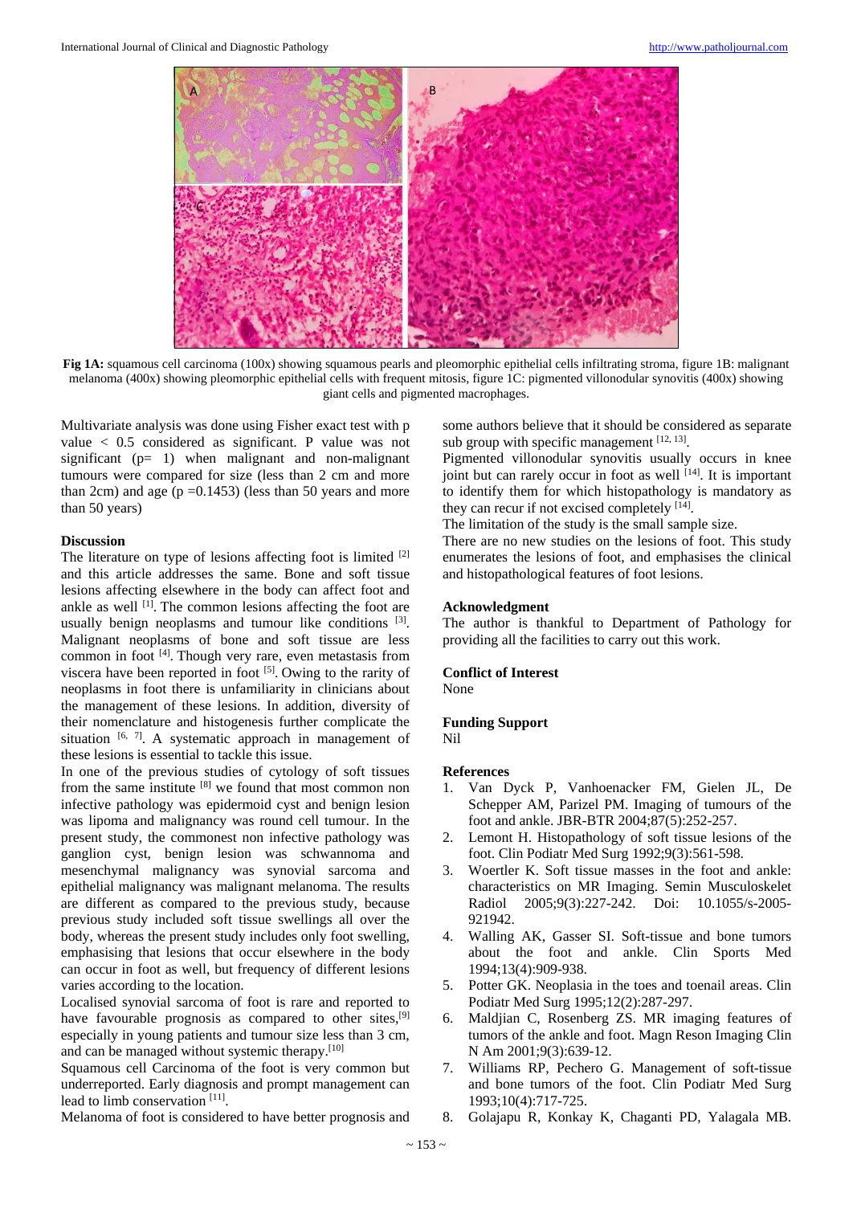**Fig 1A:** squamous cell carcinoma (100x) showing squamous pearls and pleomorphic epithelial cells infiltrating stroma, figure 1B: malignant melanoma (400x) showing pleomorphic epithelial cells with frequent mitosis, figure 1C: pigmented villonodular synovitis (400x) showing giant cells and pigmented macrophages.

Multivariate analysis was done using Fisher exact test with p value < 0.5 considered as significant. P value was not significant (p= 1) when malignant and non-malignant tumours were compared for size (less than 2 cm and more than 2cm) and age (p =0.1453) (less than 50 years and more than 50 years)

## Discussion

The literature on type of lesions affecting foot is limited [2] and this article addresses the same. Bone and soft tissue lesions affecting elsewhere in the body can affect foot and ankle as well [1]. The common lesions affecting the foot are usually benign neoplasms and tumour like conditions [3]. Malignant neoplasms of bone and soft tissue are less common in foot [4]. Though very rare, even metastasis from viscera have been reported in foot [5]. Owing to the rarity of neoplasms in foot there is unfamiliarity in clinicians about the management of these lesions. In addition, diversity of their nomenclature and histogenesis further complicate the situation [6, 7]. A systematic approach in management of these lesions is essential to tackle this issue.

In one of the previous studies of cytology of soft tissues from the same institute [8] we found that most common non infective pathology was epidermoid cyst and benign lesion was lipoma and malignancy was round cell tumour. In the present study, the commonest non infective pathology was ganglion cyst, benign lesion was schwannoma and mesenchymal malignancy was synovial sarcoma and epithelial malignancy was malignant melanoma. The results are different as compared to the previous study, because previous study included soft tissue swellings all over the body, whereas the present study includes only foot swelling, emphasising that lesions that occur elsewhere in the body can occur in foot as well, but frequency of different lesions varies according to the location.

Localised synovial sarcoma of foot is rare and reported to have favourable prognosis as compared to other sites,[9] especially in young patients and tumour size less than 3 cm, and can be managed without systemic therapy.[10]

Squamous cell Carcinoma of the foot is very common but underreported. Early diagnosis and prompt management can lead to limb conservation [11].

Melanoma of foot is considered to have better prognosis and some authors believe that it should be considered as separate sub group with specific management [12, 13].

Pigmented villonodular synovitis usually occurs in knee joint but can rarely occur in foot as well [14]. It is important to identify them for which histopathology is mandatory as they can recur if not excised completely [14].

The limitation of the study is the small sample size.

There are no new studies on the lesions of foot. This study enumerates the lesions of foot, and emphasises the clinical and histopathological features of foot lesions.

## Acknowledgment

The author is thankful to Department of Pathology for providing all the facilities to carry out this work.

## Conflict of Interest

None

## Funding Support

Nil

## References

1. Van Dyck P, Vanhoenacker FM, Gielen JL, De Schepper AM, Parizel PM. Imaging of tumours of the foot and ankle. JBR-BTR 2004;87(5):252-257.
2. Lemont H. Histopathology of soft tissue lesions of the foot. Clin Podiatr Med Surg 1992;9(3):561-598.
3. Woertler K. Soft tissue masses in the foot and ankle: characteristics on MR Imaging. Semin Musculoskelet Radiol 2005;9(3):227-242. Doi: 10.1055/s-2005-921942.
4. Walling AK, Gasser SI. Soft-tissue and bone tumors about the foot and ankle. Clin Sports Med 1994;13(4):909-938.
5. Potter GK. Neoplasia in the toes and toenail areas. Clin Podiatr Med Surg 1995;12(2):287-297.
6. Maldjian C, Rosenberg ZS. MR imaging features of tumors of the ankle and foot. Magn Reson Imaging Clin N Am 2001;9(3):639-12.
7. Williams RP, Pechero G. Management of soft-tissue and bone tumors of the foot. Clin Podiatr Med Surg 1993;10(4):717-725.
8. Golajapu R, Konkay K, Chaganti PD, Yalagala MB.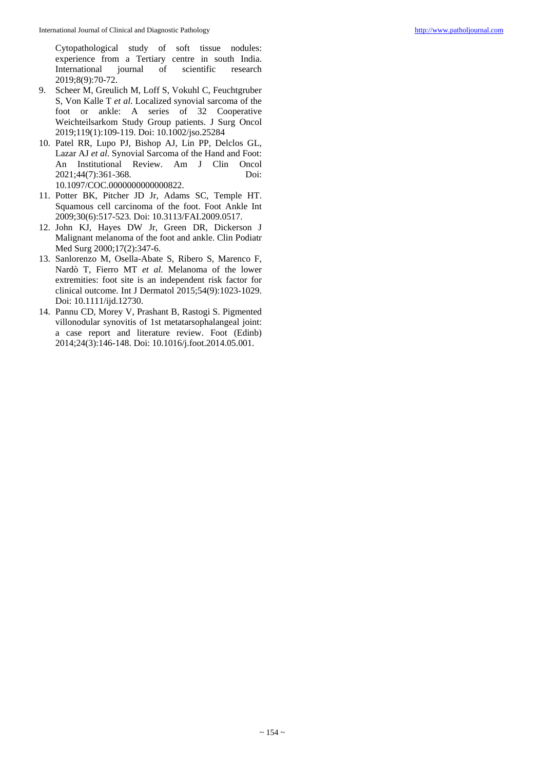Cytopathological study of soft tissue nodules: experience from a Tertiary centre in south India. International journal of scientific research 2019;8(9):70-72.

9. Scheer M, Greulich M, Loff S, Vokuhl C, Feuchtgruber S, Von Kalle T *et al*. Localized synovial sarcoma of the foot or ankle: A series of 32 Cooperative Weichteilsarkom Study Group patients. J Surg Oncol 2019;119(1):109-119. Doi: 10.1002/jso.25284
10. Patel RR, Lupo PJ, Bishop AJ, Lin PP, Delclos GL, Lazar AJ *et al*. Synovial Sarcoma of the Hand and Foot: An Institutional Review. Am J Clin Oncol 2021;44(7):361-368. Doi: 10.1097/COC.0000000000000822.
11. Potter BK, Pitcher JD Jr, Adams SC, Temple HT. Squamous cell carcinoma of the foot. Foot Ankle Int 2009;30(6):517-523. Doi: 10.3113/FAI.2009.0517.
12. John KJ, Hayes DW Jr, Green DR, Dickerson J Malignant melanoma of the foot and ankle. Clin Podiatr Med Surg 2000;17(2):347-6.
13. Sanlorenzo M, Osella-Abate S, Ribero S, Marenco F, Nardò T, Fierro MT *et al*. Melanoma of the lower extremities: foot site is an independent risk factor for clinical outcome. Int J Dermatol 2015;54(9):1023-1029. Doi: 10.1111/ijd.12730.
14. Pannu CD, Morey V, Prashant B, Rastogi S. Pigmented villonodular synovitis of 1st metatarsophalangeal joint: a case report and literature review. Foot (Edinb) 2014;24(3):146-148. Doi: 10.1016/j.foot.2014.05.001.